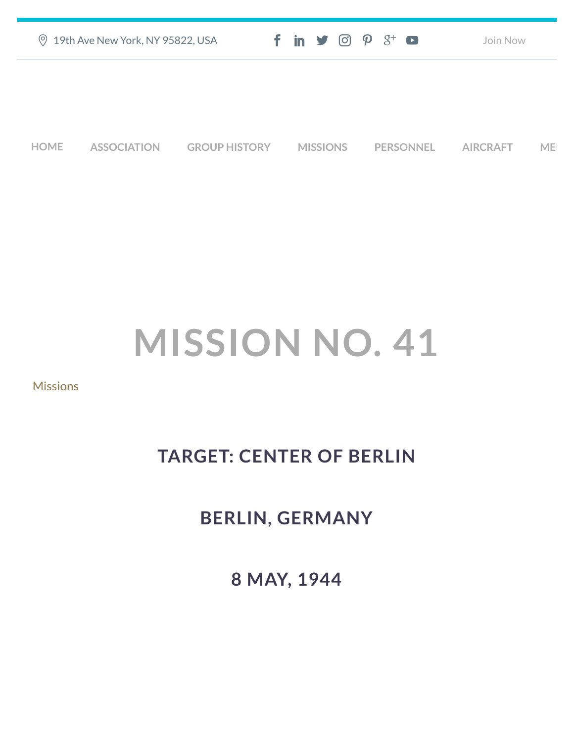19th Ave New York, NY 95822, USA

Join Now

HOME ASSOCIATION GROUP HISTORY MISSIONS PERSONNEL AIRCRAFT ME

# MISSION NO. 41

Missions

## TARGET: CENTER OF BERLIN

## BERLIN, GERMANY

## 8 MAY, 1944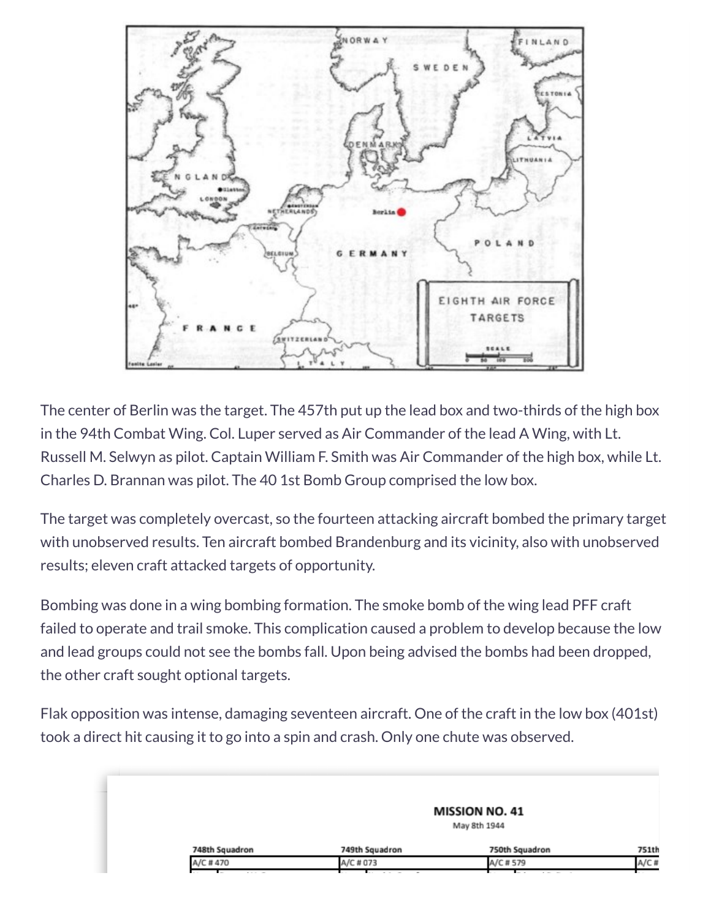The center of Berlin was the target. The 457th put up the lead box and two-thirds of the high box in the 94th Combat Wing. Col. Luper served as Air Commander of the lead A Wing, with Lt. Russell M. Selwyn as pilot. Captain William F. Smith was Air Commander of the high box, while Lt. Charles D. Brannan was pilot. The 40 1st Bomb Group comprised the low box.

The target was completely overcast, so the fourteen attacking aircraft bombed the primary target with unobserved results. Ten aircraft bombed Brandenburg and its vicinity, also with unobserved results; eleven craft attacked targets of opportunity.

Bombing was done in a wing bombing formation. The smoke bomb of the wing lead PFF craft failed to operate and trail smoke. This complication caused a problem to develop because the low and lead groups could not see the bombs fall. Upon being advised the bombs had been dropped, the other craft sought optional targets.

Flak opposition was intense, damaging seventeen aircraft. One of the craft in the low box (401st) took a direct hit causing it to go into a spin and crash. Only one chute was observed.

**MISSION NO. 41**

May 8th 1944

| 748th Squadron | 749th Squadron | 750th Squadron | 751th |
|---|---|---|---|
| A/C # 470 | A/C # 073 | A/C # 579 | A/C # |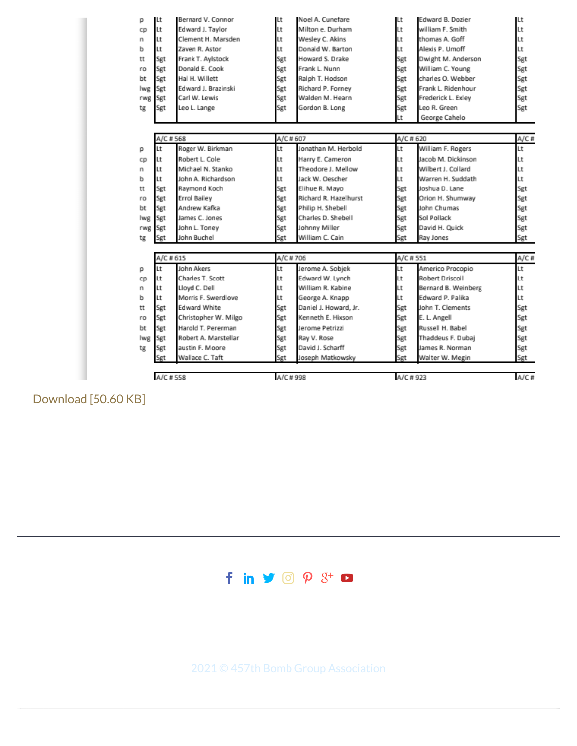| | | | | | | | | |
|---|---|---|---|---|---|---|---|---|
| p | Lt | Bernard V. Connor | Lt | Noel A. Cunefare | Lt | Edward B. Dozier | Lt |
| cp | Lt | Edward J. Taylor | Lt | Milton e. Durham | Lt | william F. Smith | Lt |
| n | Lt | Clement H. Marsden | Lt | Wesley C. Akins | Lt | thomas A. Goff | Lt |
| b | Lt | Zaven R. Astor | Lt | Donald W. Barton | Lt | Alexis P. Umoff | Lt |
| tt | Sgt | Frank T. Aylstock | Sgt | Howard S. Drake | Sgt | Dwight M. Anderson | Sgt |
| ro | Sgt | Donald E. Cook | Sgt | Frank L. Nunn | Sgt | William C. Young | Sgt |
| bt | Sgt | Hal H. Willett | Sgt | Ralph T. Hodson | Sgt | charles O. Webber | Sgt |
| lwg | Sgt | Edward J. Brazinski | Sgt | Richard P. Forney | Sgt | Frank L. Ridenhour | Sgt |
| rwg | Sgt | Carl W. Lewis | Sgt | Walden M. Hearn | Sgt | Frederick L. Exley | Sgt |
| tg | Sgt | Leo L. Lange | Sgt | Gordon B. Long | Sgt | Leo R. Green | Sgt |
| | | | | | Lt | George Cahelo | |

| | A/C # 568 | | A/C # 607 | | A/C # 620 | | A/C # |
|---|---|---|---|---|---|---|---|
| p | Lt | Roger W. Birkman | Lt | Jonathan M. Herbold | Lt | William F. Rogers | Lt |
| cp | Lt | Robert L. Cole | Lt | Harry E. Cameron | Lt | Jacob M. Dickinson | Lt |
| n | Lt | Michael N. Stanko | Lt | Theodore J. Mellow | Lt | Wilbert J. Collard | Lt |
| b | Lt | John A. Richardson | Lt | Jack W. Oescher | Lt | Warren H. Suddath | Lt |
| tt | Sgt | Raymond Koch | Sgt | Elihue R. Mayo | Sgt | Joshua D. Lane | Sgt |
| ro | Sgt | Errol Bailey | Sgt | Richard R. Hazelhurst | Sgt | Orion H. Shumway | Sgt |
| bt | Sgt | Andrew Kafka | Sgt | Philip H. Shebell | Sgt | John Chumas | Sgt |
| lwg | Sgt | James C. Jones | Sgt | Charles D. Shebell | Sgt | Sol Pollack | Sgt |
| rwg | Sgt | John L. Toney | Sgt | Johnny Miller | Sgt | David H. Quick | Sgt |
| tg | Sgt | John Buchel | Sgt | William C. Cain | Sgt | Ray Jones | Sgt |

| | A/C # 615 | | A/C # 706 | | A/C # 551 | | A/C # |
|---|---|---|---|---|---|---|---|
| p | Lt | John Akers | Lt | Jerome A. Sobjek | Lt | Americo Procopio | Lt |
| cp | Lt | Charles T. Scott | Lt | Edward W. Lynch | Lt | Robert Driscoll | Lt |
| n | Lt | Lloyd C. Dell | Lt | William R. Kabine | Lt | Bernard B. Weinberg | Lt |
| b | Lt | Morris F. Swerdlove | Lt | George A. Knapp | Lt | Edward P. Palika | Lt |
| tt | Sgt | Edward White | Sgt | Daniel J. Howard, Jr. | Sgt | John T. Clements | Sgt |
| ro | Sgt | Christopher W. Milgo | Sgt | Kenneth E. Hixson | Sgt | E. L. Angell | Sgt |
| bt | Sgt | Harold T. Pereman | Sgt | Jerome Petrizzi | Sgt | Russell H. Babel | Sgt |
| lwg | Sgt | Robert A. Marstellar | Sgt | Ray V. Rose | Sgt | Thaddeus F. Dubaj | Sgt |
| tg | Sgt | austin F. Moore | Sgt | David J. Scharff | Sgt | James R. Norman | Sgt |
| | Sgt | Wallace C. Taft | Sgt | Joseph Matkowsky | Sgt | Walter W. Megin | Sgt |

| A/C # 558 | A/C # 998 | A/C # 923 | A/C # |
|---|---|---|---|

Download [50.60 KB]

2021 © 457th Bomb Group Association